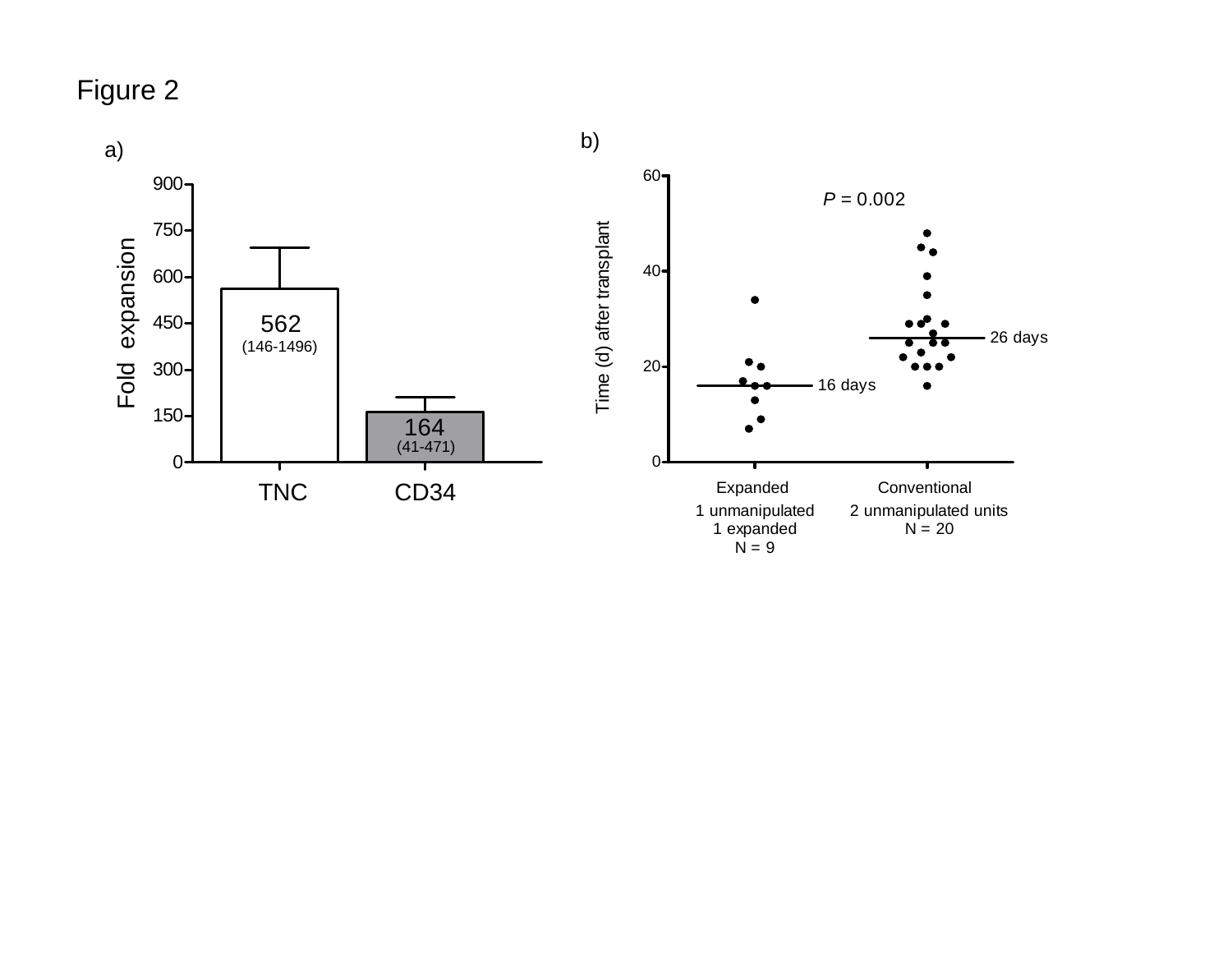Figure 2

a)

| | TNC | CD34 |
|---|---|---|
| Fold expansion | 562 (146-1496) | 164 (41-471) |

b)

*P* = 0.002

Time (d) after transplant

| | Expanded | Conventional |
|---|---|---|
| | 1 unmanipulated 1 expanded N = 9 | 2 unmanipulated units N = 20 |
| Median | 16 days | 26 days |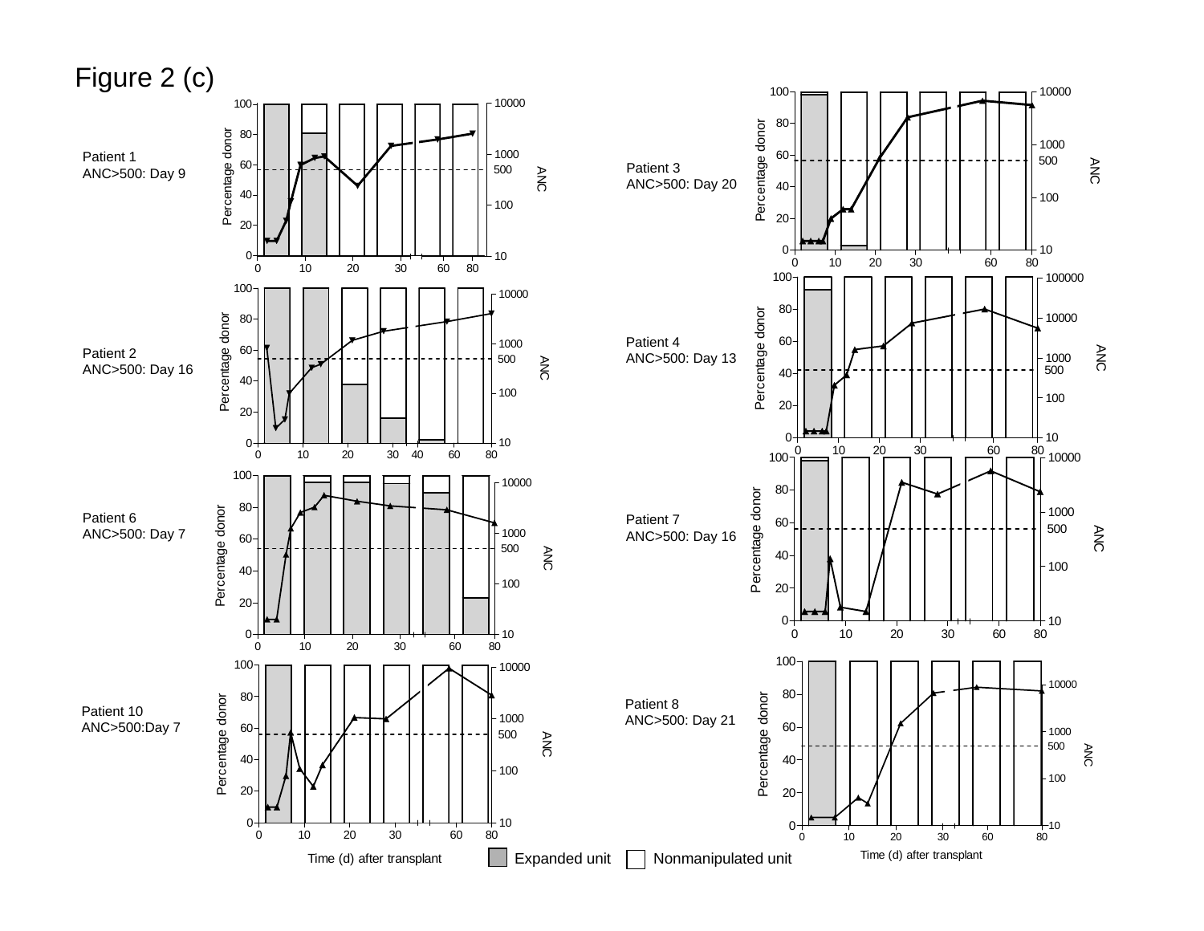# Figure 2 (c)

Patient 1
ANC>500: Day 9

Percentage donor
0
20
40
60
80
100
ANC
10
100
500
1000
10000
0 10 20 30 60 80

Patient 3
ANC>500: Day 20

Percentage donor
0
20
40
60
80
100
ANC
10
100
500
1000
10000
0 10 20 30 60 80

Patient 2
ANC>500: Day 16

Percentage donor
0
20
40
60
80
100
ANC
10
100
500
1000
10000
0 10 20 30 40 60 80

Patient 4
ANC>500: Day 13

Percentage donor
0
20
40
60
80
100
ANC
10
100
500
1000
10000
100000
0 10 20 30 60 80

Patient 6
ANC>500: Day 7

Percentage donor
0
20
40
60
80
100
ANC
10
100
500
1000
10000
0 10 20 30 60 80

Patient 7
ANC>500: Day 16

Percentage donor
0
20
40
60
80
100
ANC
10
100
500
1000
10000
0 10 20 30 60 80

Patient 10
ANC>500:Day 7

Percentage donor
0
20
40
60
80
100
ANC
10
100
500
1000
10000
0 10 20 30 60 80

Time (d) after transplant

Patient 8
ANC>500: Day 21

Percentage donor
0
20
40
60
80
100
ANC
10
100
500
1000
10000
0 10 20 30 60 80

Time (d) after transplant

Expanded unit
Nonmanipulated unit